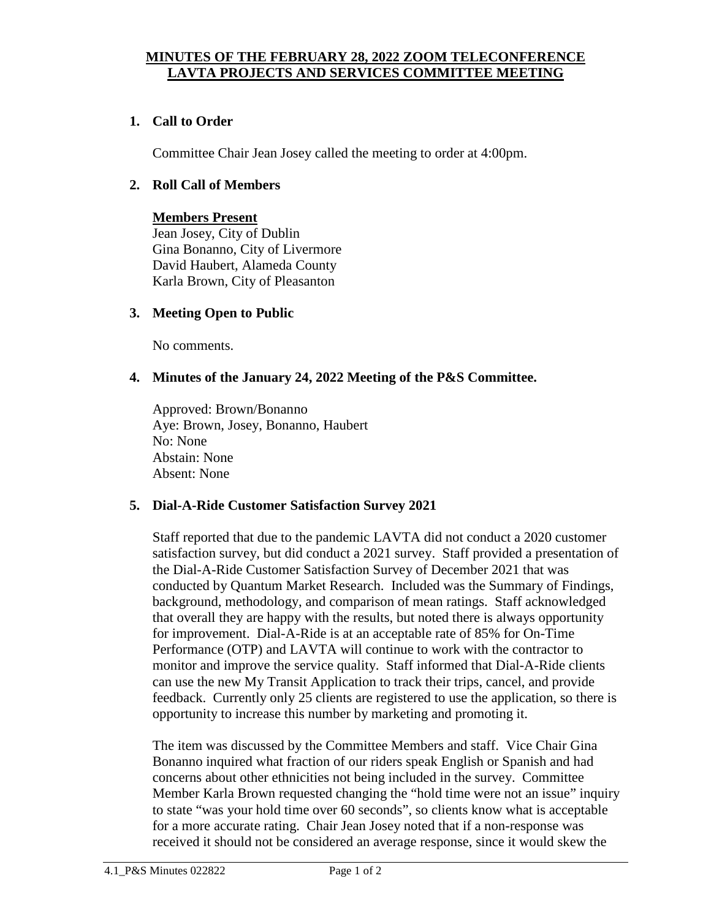# MINUTES OF THE FEBRUARY 28, 2022 ZOOM TELECONFERENCE LAVTA PROJECTS AND SERVICES COMMITTEE MEETING

## 1. Call to Order

Committee Chair Jean Josey called the meeting to order at 4:00pm.

## 2. Roll Call of Members

**Members Present**

Jean Josey, City of Dublin
Gina Bonanno, City of Livermore
David Haubert, Alameda County
Karla Brown, City of Pleasanton

## 3. Meeting Open to Public

No comments.

## 4. Minutes of the January 24, 2022 Meeting of the P&S Committee.

Approved: Brown/Bonanno
Aye: Brown, Josey, Bonanno, Haubert
No: None
Abstain: None
Absent: None

## 5. Dial-A-Ride Customer Satisfaction Survey 2021

Staff reported that due to the pandemic LAVTA did not conduct a 2020 customer satisfaction survey, but did conduct a 2021 survey. Staff provided a presentation of the Dial-A-Ride Customer Satisfaction Survey of December 2021 that was conducted by Quantum Market Research. Included was the Summary of Findings, background, methodology, and comparison of mean ratings. Staff acknowledged that overall they are happy with the results, but noted there is always opportunity for improvement. Dial-A-Ride is at an acceptable rate of 85% for On-Time Performance (OTP) and LAVTA will continue to work with the contractor to monitor and improve the service quality. Staff informed that Dial-A-Ride clients can use the new My Transit Application to track their trips, cancel, and provide feedback. Currently only 25 clients are registered to use the application, so there is opportunity to increase this number by marketing and promoting it.

The item was discussed by the Committee Members and staff. Vice Chair Gina Bonanno inquired what fraction of our riders speak English or Spanish and had concerns about other ethnicities not being included in the survey. Committee Member Karla Brown requested changing the "hold time were not an issue" inquiry to state "was your hold time over 60 seconds", so clients know what is acceptable for a more accurate rating. Chair Jean Josey noted that if a non-response was received it should not be considered an average response, since it would skew the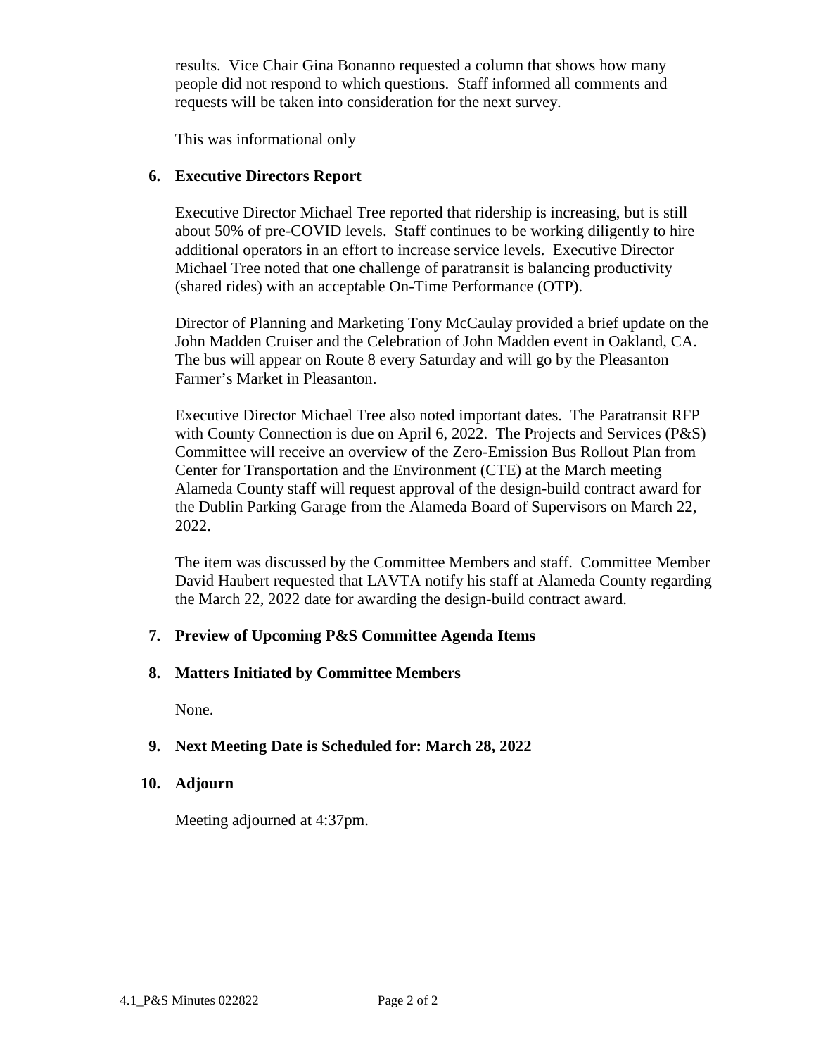results. Vice Chair Gina Bonanno requested a column that shows how many people did not respond to which questions. Staff informed all comments and requests will be taken into consideration for the next survey.

This was informational only

**6. Executive Directors Report**

Executive Director Michael Tree reported that ridership is increasing, but is still about 50% of pre-COVID levels. Staff continues to be working diligently to hire additional operators in an effort to increase service levels. Executive Director Michael Tree noted that one challenge of paratransit is balancing productivity (shared rides) with an acceptable On-Time Performance (OTP).

Director of Planning and Marketing Tony McCaulay provided a brief update on the John Madden Cruiser and the Celebration of John Madden event in Oakland, CA. The bus will appear on Route 8 every Saturday and will go by the Pleasanton Farmer's Market in Pleasanton.

Executive Director Michael Tree also noted important dates. The Paratransit RFP with County Connection is due on April 6, 2022. The Projects and Services (P&S) Committee will receive an overview of the Zero-Emission Bus Rollout Plan from Center for Transportation and the Environment (CTE) at the March meeting Alameda County staff will request approval of the design-build contract award for the Dublin Parking Garage from the Alameda Board of Supervisors on March 22, 2022.

The item was discussed by the Committee Members and staff. Committee Member David Haubert requested that LAVTA notify his staff at Alameda County regarding the March 22, 2022 date for awarding the design-build contract award.

**7. Preview of Upcoming P&S Committee Agenda Items**

**8. Matters Initiated by Committee Members**

None.

**9. Next Meeting Date is Scheduled for: March 28, 2022**

**10. Adjourn**

Meeting adjourned at 4:37pm.

4.1_P&S Minutes 022822